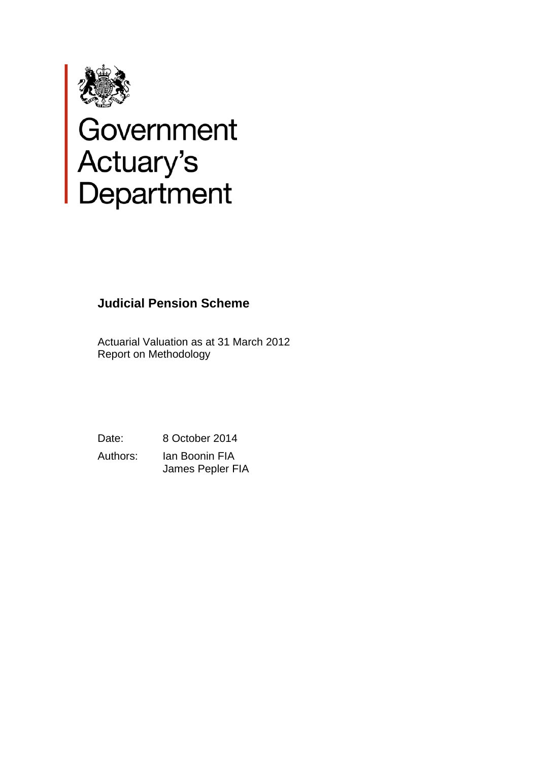Government Actuary's Department

# Judicial Pension Scheme

Actuarial Valuation as at 31 March 2012
Report on Methodology

Date: 8 October 2014

Authors: Ian Boonin FIA
James Pepler FIA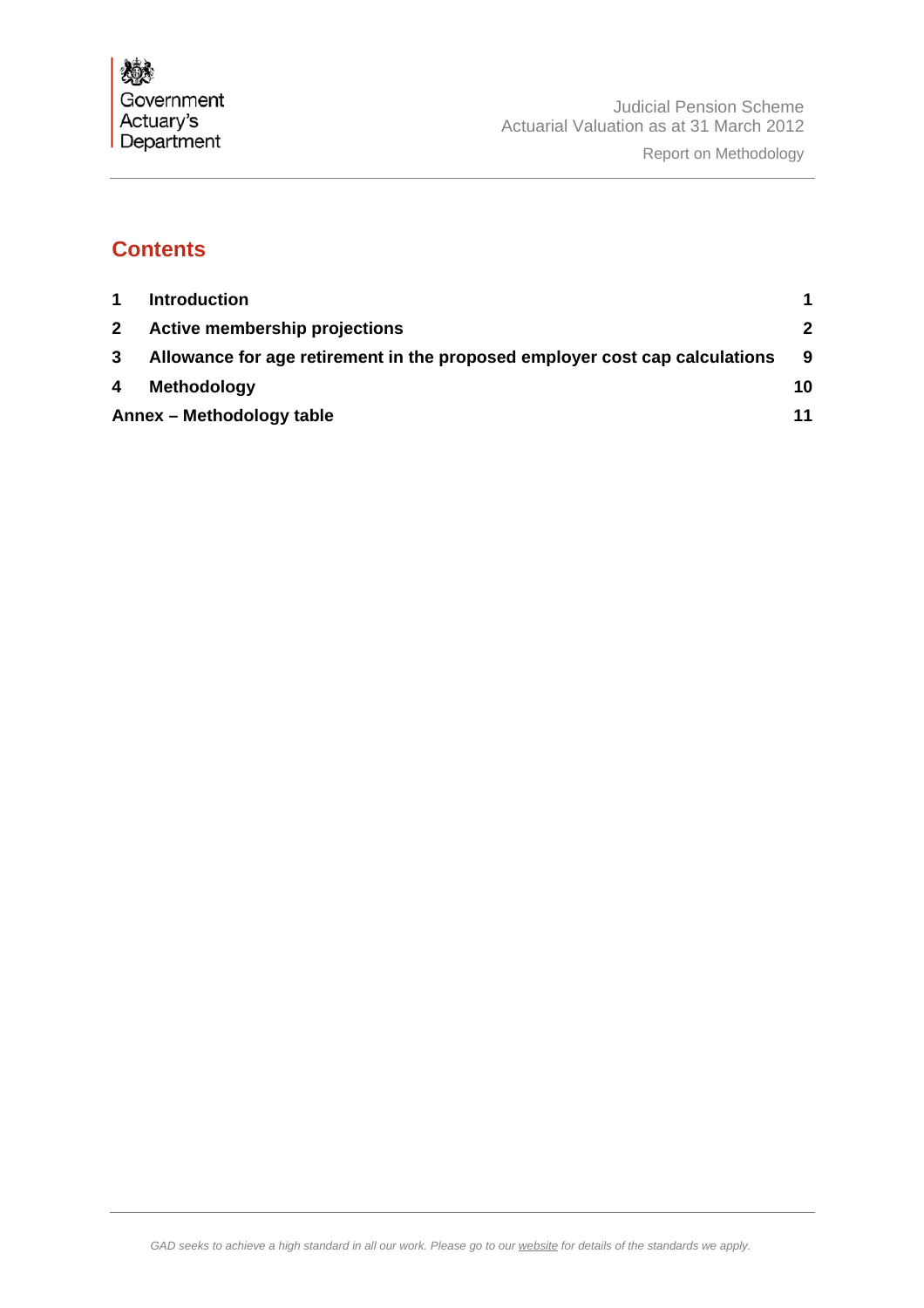## Contents

| | | |
|---|---|---|
| **1** | **Introduction** | **1** |
| **2** | **Active membership projections** | **2** |
| **3** | **Allowance for age retirement in the proposed employer cost cap calculations** | **9** |
| **4** | **Methodology** | **10** |
| **Annex – Methodology table** | | **11** |

*GAD seeks to achieve a high standard in all our work. Please go to our website for details of the standards we apply.*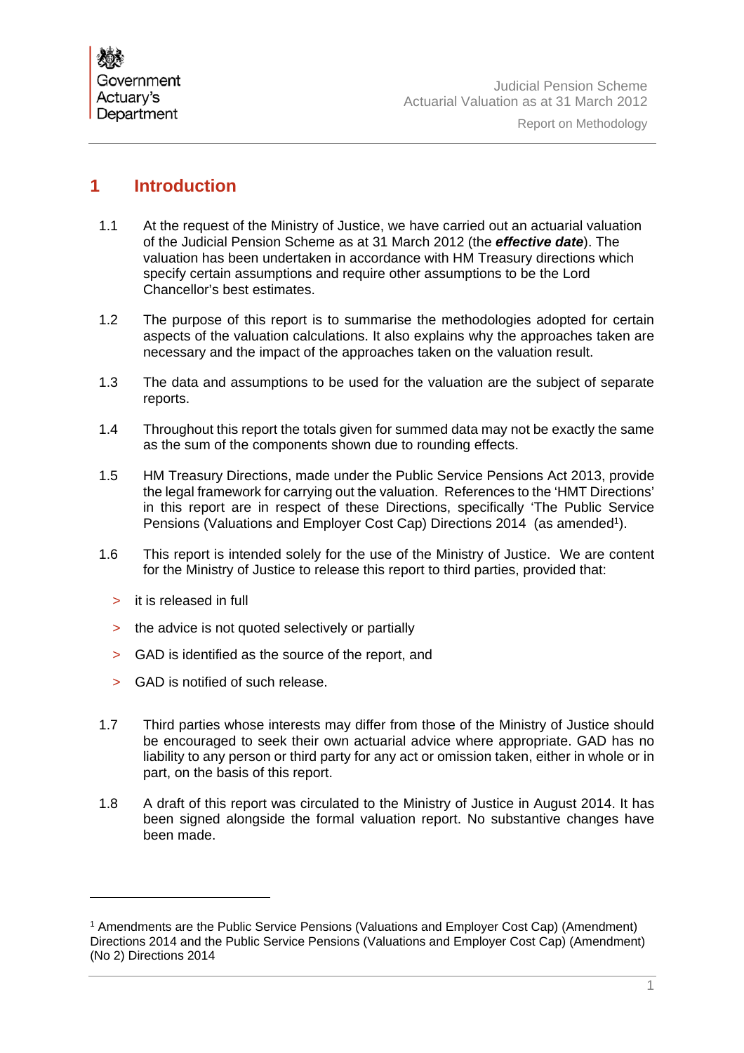# 1 Introduction

1.1 At the request of the Ministry of Justice, we have carried out an actuarial valuation of the Judicial Pension Scheme as at 31 March 2012 (the ***effective date***). The valuation has been undertaken in accordance with HM Treasury directions which specify certain assumptions and require other assumptions to be the Lord Chancellor's best estimates.

1.2 The purpose of this report is to summarise the methodologies adopted for certain aspects of the valuation calculations. It also explains why the approaches taken are necessary and the impact of the approaches taken on the valuation result.

1.3 The data and assumptions to be used for the valuation are the subject of separate reports.

1.4 Throughout this report the totals given for summed data may not be exactly the same as the sum of the components shown due to rounding effects.

1.5 HM Treasury Directions, made under the Public Service Pensions Act 2013, provide the legal framework for carrying out the valuation. References to the 'HMT Directions' in this report are in respect of these Directions, specifically 'The Public Service Pensions (Valuations and Employer Cost Cap) Directions 2014 (as amended[1]).

1.6 This report is intended solely for the use of the Ministry of Justice. We are content for the Ministry of Justice to release this report to third parties, provided that:

- it is released in full
- the advice is not quoted selectively or partially
- GAD is identified as the source of the report, and
- GAD is notified of such release.

1.7 Third parties whose interests may differ from those of the Ministry of Justice should be encouraged to seek their own actuarial advice where appropriate. GAD has no liability to any person or third party for any act or omission taken, either in whole or in part, on the basis of this report.

1.8 A draft of this report was circulated to the Ministry of Justice in August 2014. It has been signed alongside the formal valuation report. No substantive changes have been made.

---

[1] Amendments are the Public Service Pensions (Valuations and Employer Cost Cap) (Amendment) Directions 2014 and the Public Service Pensions (Valuations and Employer Cost Cap) (Amendment) (No 2) Directions 2014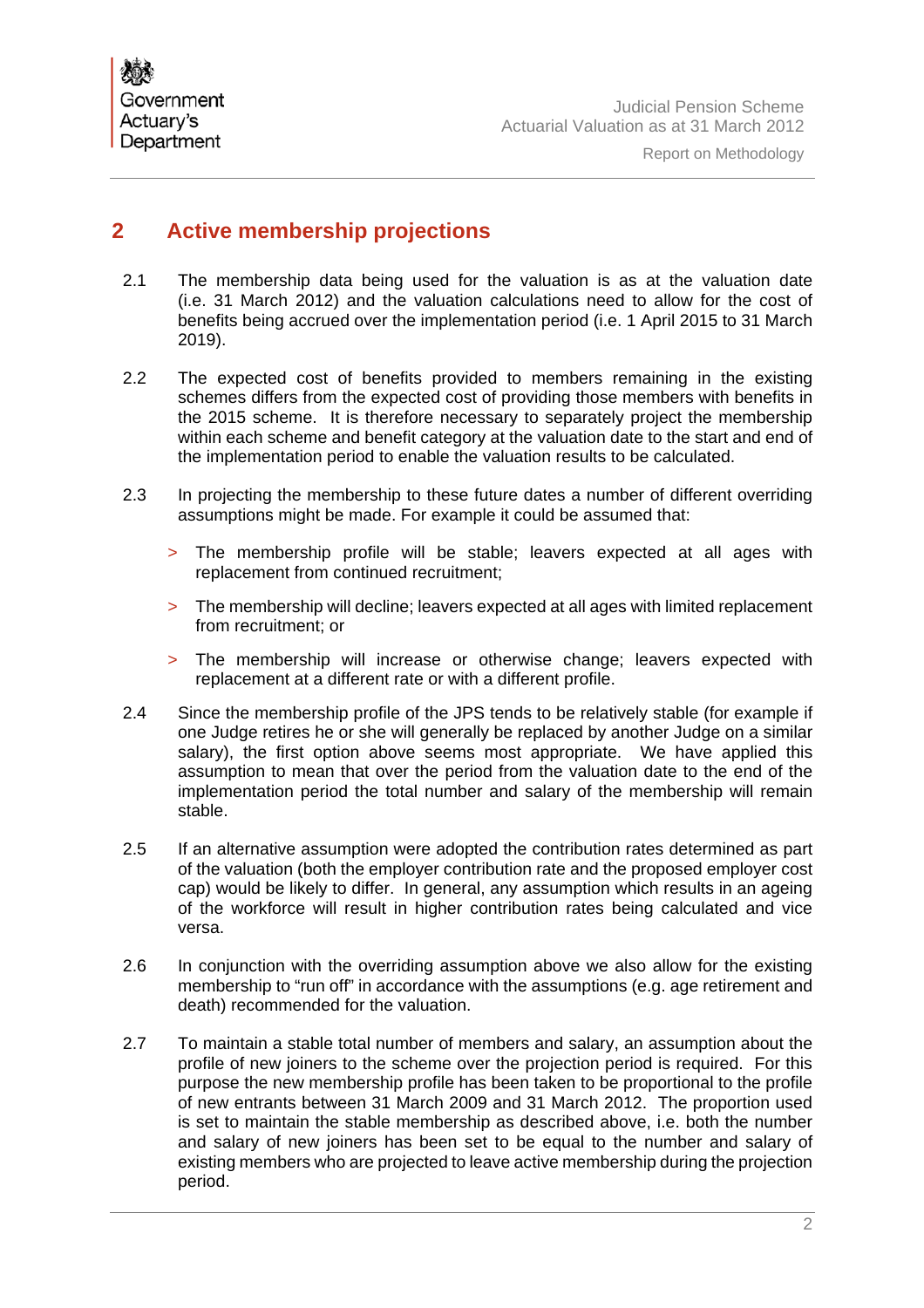## 2 Active membership projections

2.1 The membership data being used for the valuation is as at the valuation date (i.e. 31 March 2012) and the valuation calculations need to allow for the cost of benefits being accrued over the implementation period (i.e. 1 April 2015 to 31 March 2019).

2.2 The expected cost of benefits provided to members remaining in the existing schemes differs from the expected cost of providing those members with benefits in the 2015 scheme. It is therefore necessary to separately project the membership within each scheme and benefit category at the valuation date to the start and end of the implementation period to enable the valuation results to be calculated.

2.3 In projecting the membership to these future dates a number of different overriding assumptions might be made. For example it could be assumed that:

> The membership profile will be stable; leavers expected at all ages with replacement from continued recruitment;

> The membership will decline; leavers expected at all ages with limited replacement from recruitment; or

> The membership will increase or otherwise change; leavers expected with replacement at a different rate or with a different profile.

2.4 Since the membership profile of the JPS tends to be relatively stable (for example if one Judge retires he or she will generally be replaced by another Judge on a similar salary), the first option above seems most appropriate. We have applied this assumption to mean that over the period from the valuation date to the end of the implementation period the total number and salary of the membership will remain stable.

2.5 If an alternative assumption were adopted the contribution rates determined as part of the valuation (both the employer contribution rate and the proposed employer cost cap) would be likely to differ. In general, any assumption which results in an ageing of the workforce will result in higher contribution rates being calculated and vice versa.

2.6 In conjunction with the overriding assumption above we also allow for the existing membership to "run off" in accordance with the assumptions (e.g. age retirement and death) recommended for the valuation.

2.7 To maintain a stable total number of members and salary, an assumption about the profile of new joiners to the scheme over the projection period is required. For this purpose the new membership profile has been taken to be proportional to the profile of new entrants between 31 March 2009 and 31 March 2012. The proportion used is set to maintain the stable membership as described above, i.e. both the number and salary of new joiners has been set to be equal to the number and salary of existing members who are projected to leave active membership during the projection period.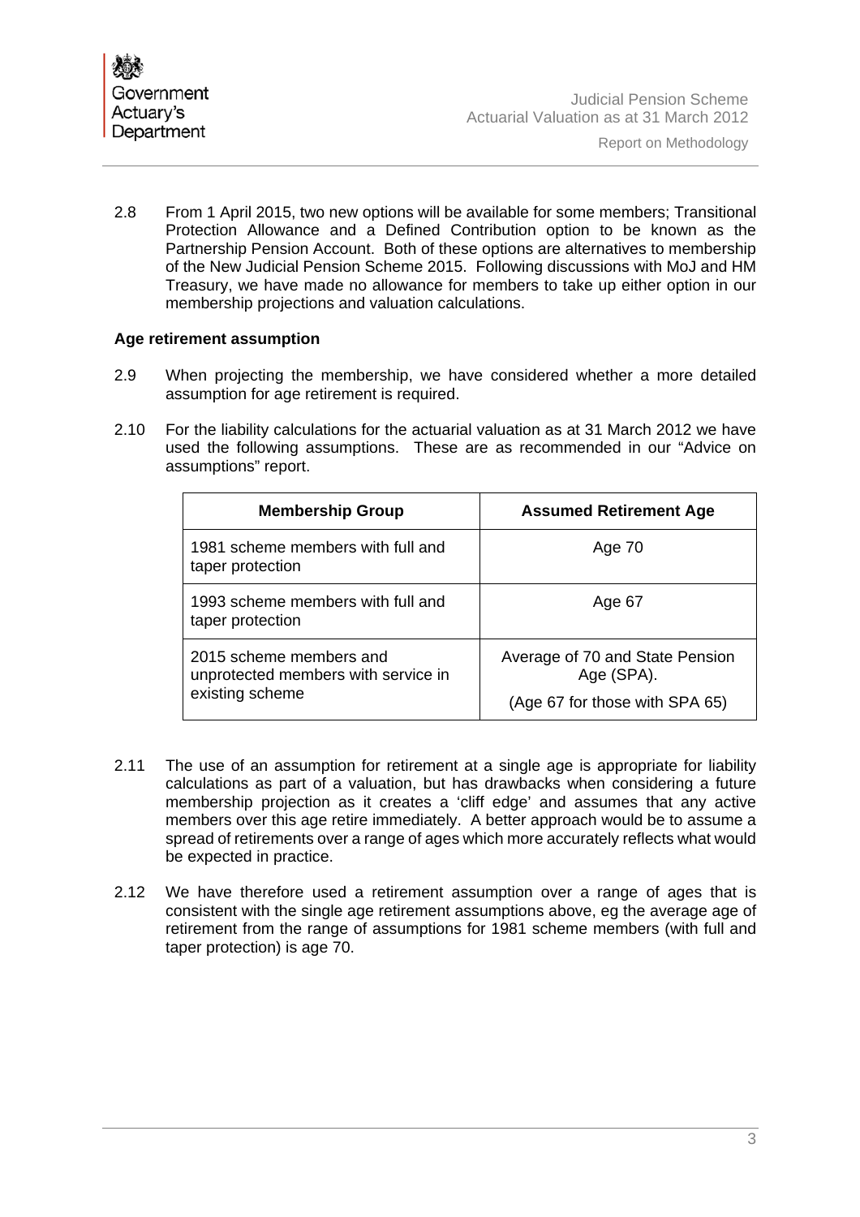2.8 From 1 April 2015, two new options will be available for some members; Transitional Protection Allowance and a Defined Contribution option to be known as the Partnership Pension Account. Both of these options are alternatives to membership of the New Judicial Pension Scheme 2015. Following discussions with MoJ and HM Treasury, we have made no allowance for members to take up either option in our membership projections and valuation calculations.

**Age retirement assumption**

2.9 When projecting the membership, we have considered whether a more detailed assumption for age retirement is required.

2.10 For the liability calculations for the actuarial valuation as at 31 March 2012 we have used the following assumptions. These are as recommended in our "Advice on assumptions" report.

| Membership Group | Assumed Retirement Age |
|---|---|
| 1981 scheme members with full and taper protection | Age 70 |
| 1993 scheme members with full and taper protection | Age 67 |
| 2015 scheme members and unprotected members with service in existing scheme | Average of 70 and State Pension Age (SPA). (Age 67 for those with SPA 65) |

2.11 The use of an assumption for retirement at a single age is appropriate for liability calculations as part of a valuation, but has drawbacks when considering a future membership projection as it creates a 'cliff edge' and assumes that any active members over this age retire immediately. A better approach would be to assume a spread of retirements over a range of ages which more accurately reflects what would be expected in practice.

2.12 We have therefore used a retirement assumption over a range of ages that is consistent with the single age retirement assumptions above, eg the average age of retirement from the range of assumptions for 1981 scheme members (with full and taper protection) is age 70.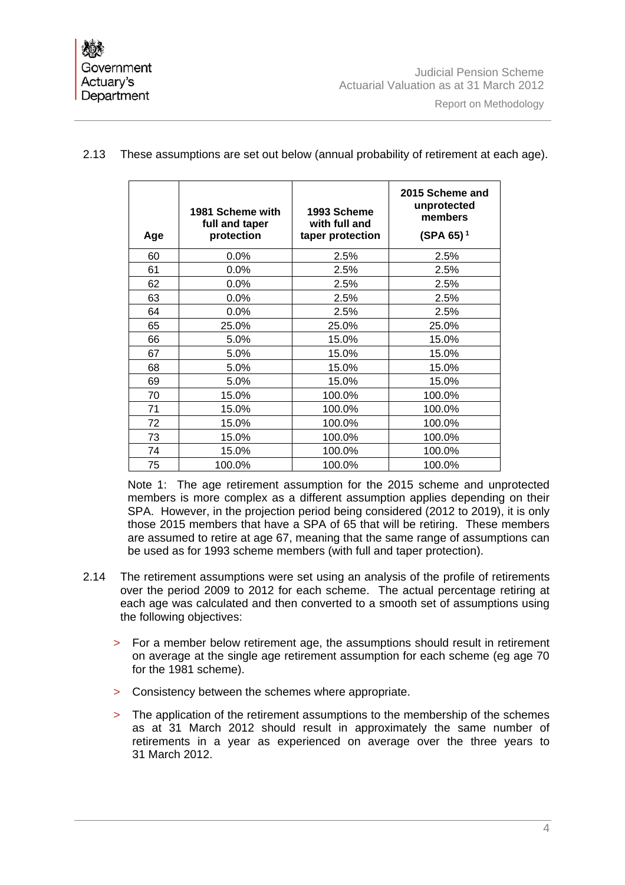2.13 These assumptions are set out below (annual probability of retirement at each age).

| Age | 1981 Scheme with full and taper protection | 1993 Scheme with full and taper protection | 2015 Scheme and unprotected members (SPA 65)[1] |
|---|---|---|---|
| 60 | 0.0% | 2.5% | 2.5% |
| 61 | 0.0% | 2.5% | 2.5% |
| 62 | 0.0% | 2.5% | 2.5% |
| 63 | 0.0% | 2.5% | 2.5% |
| 64 | 0.0% | 2.5% | 2.5% |
| 65 | 25.0% | 25.0% | 25.0% |
| 66 | 5.0% | 15.0% | 15.0% |
| 67 | 5.0% | 15.0% | 15.0% |
| 68 | 5.0% | 15.0% | 15.0% |
| 69 | 5.0% | 15.0% | 15.0% |
| 70 | 15.0% | 100.0% | 100.0% |
| 71 | 15.0% | 100.0% | 100.0% |
| 72 | 15.0% | 100.0% | 100.0% |
| 73 | 15.0% | 100.0% | 100.0% |
| 74 | 15.0% | 100.0% | 100.0% |
| 75 | 100.0% | 100.0% | 100.0% |

Note 1: The age retirement assumption for the 2015 scheme and unprotected members is more complex as a different assumption applies depending on their SPA. However, in the projection period being considered (2012 to 2019), it is only those 2015 members that have a SPA of 65 that will be retiring. These members are assumed to retire at age 67, meaning that the same range of assumptions can be used as for 1993 scheme members (with full and taper protection).

2.14 The retirement assumptions were set using an analysis of the profile of retirements over the period 2009 to 2012 for each scheme. The actual percentage retiring at each age was calculated and then converted to a smooth set of assumptions using the following objectives:

> For a member below retirement age, the assumptions should result in retirement on average at the single age retirement assumption for each scheme (eg age 70 for the 1981 scheme).

> Consistency between the schemes where appropriate.

> The application of the retirement assumptions to the membership of the schemes as at 31 March 2012 should result in approximately the same number of retirements in a year as experienced on average over the three years to 31 March 2012.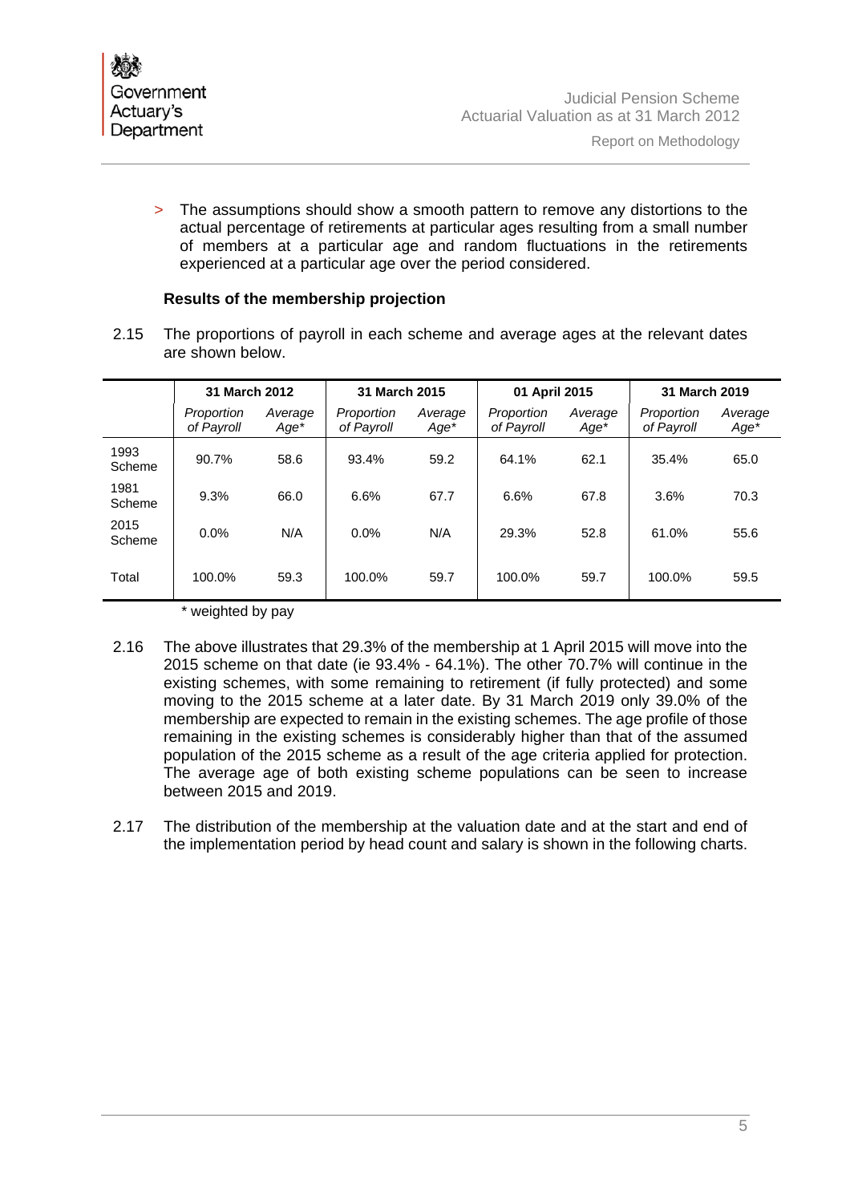> The assumptions should show a smooth pattern to remove any distortions to the actual percentage of retirements at particular ages resulting from a small number of members at a particular age and random fluctuations in the retirements experienced at a particular age over the period considered.

### Results of the membership projection

2.15 The proportions of payroll in each scheme and average ages at the relevant dates are shown below.

| | **31 March 2012** | | **31 March 2015** | | **01 April 2015** | | **31 March 2019** | |
|---|---|---|---|---|---|---|---|---|
| | *Proportion of Payroll* | *Average Age** | *Proportion of Payroll* | *Average Age** | *Proportion of Payroll* | *Average Age** | *Proportion of Payroll* | *Average Age** |
| 1993 Scheme | 90.7% | 58.6 | 93.4% | 59.2 | 64.1% | 62.1 | 35.4% | 65.0 |
| 1981 Scheme | 9.3% | 66.0 | 6.6% | 67.7 | 6.6% | 67.8 | 3.6% | 70.3 |
| 2015 Scheme | 0.0% | N/A | 0.0% | N/A | 29.3% | 52.8 | 61.0% | 55.6 |
| Total | 100.0% | 59.3 | 100.0% | 59.7 | 100.0% | 59.7 | 100.0% | 59.5 |

* weighted by pay

2.16 The above illustrates that 29.3% of the membership at 1 April 2015 will move into the 2015 scheme on that date (ie 93.4% - 64.1%). The other 70.7% will continue in the existing schemes, with some remaining to retirement (if fully protected) and some moving to the 2015 scheme at a later date. By 31 March 2019 only 39.0% of the membership are expected to remain in the existing schemes. The age profile of those remaining in the existing schemes is considerably higher than that of the assumed population of the 2015 scheme as a result of the age criteria applied for protection. The average age of both existing scheme populations can be seen to increase between 2015 and 2019.

2.17 The distribution of the membership at the valuation date and at the start and end of the implementation period by head count and salary is shown in the following charts.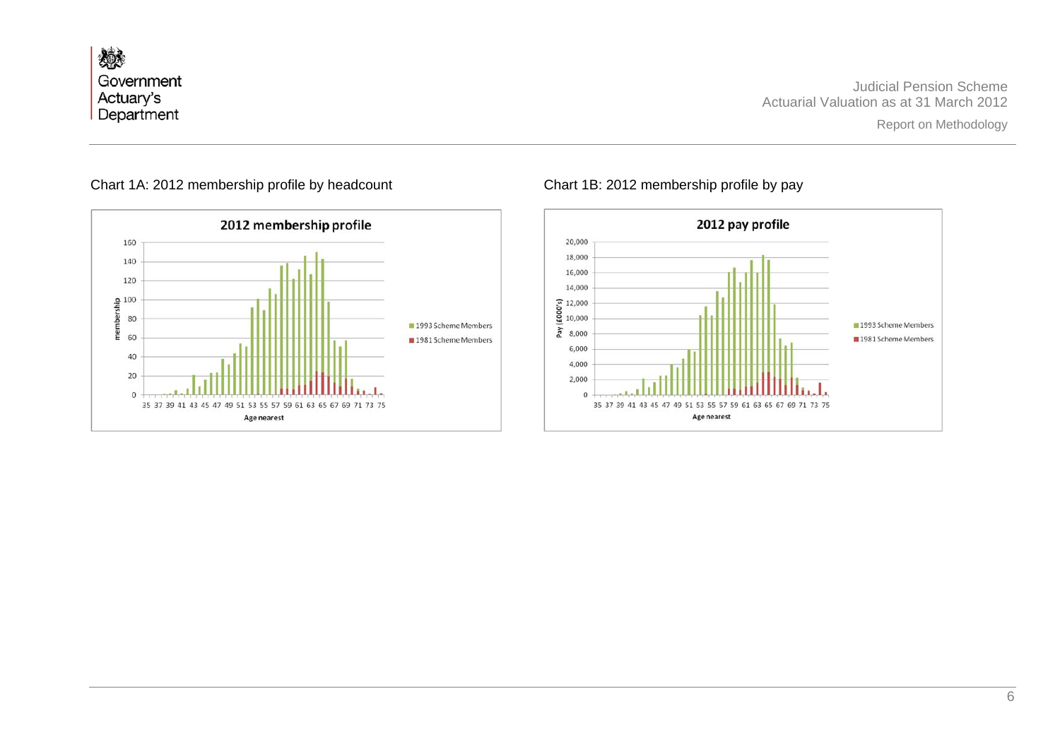Chart 1A: 2012 membership profile by headcount

Chart 1B: 2012 membership profile by pay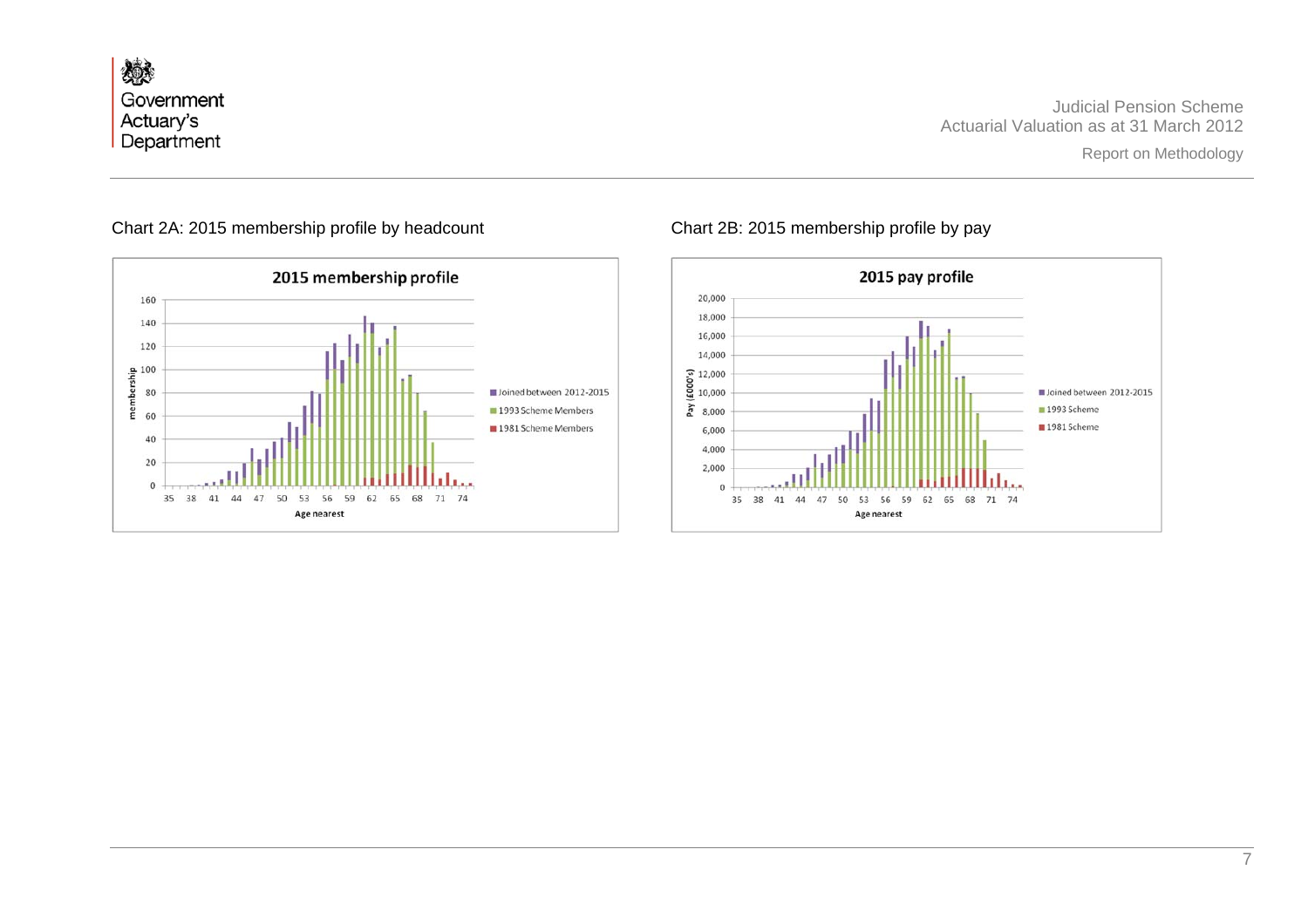Chart 2A: 2015 membership profile by headcount

Chart 2B: 2015 membership profile by pay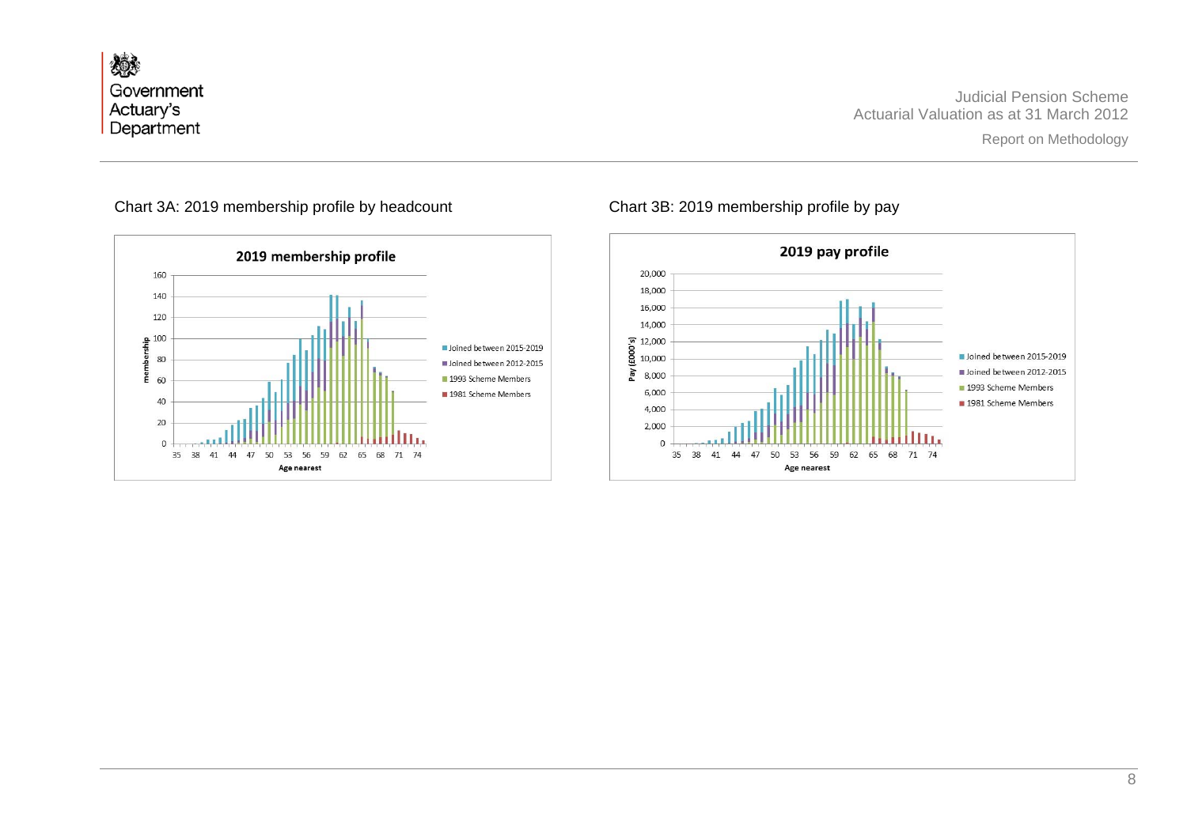Chart 3A: 2019 membership profile by headcount

Chart 3B: 2019 membership profile by pay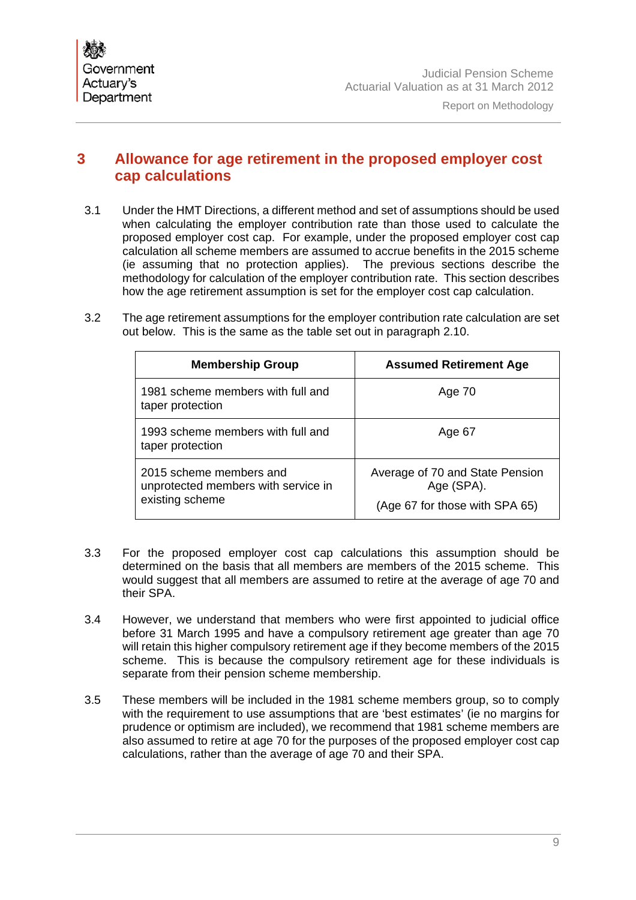# 3 Allowance for age retirement in the proposed employer cost cap calculations

3.1 Under the HMT Directions, a different method and set of assumptions should be used when calculating the employer contribution rate than those used to calculate the proposed employer cost cap. For example, under the proposed employer cost cap calculation all scheme members are assumed to accrue benefits in the 2015 scheme (ie assuming that no protection applies). The previous sections describe the methodology for calculation of the employer contribution rate. This section describes how the age retirement assumption is set for the employer cost cap calculation.

3.2 The age retirement assumptions for the employer contribution rate calculation are set out below. This is the same as the table set out in paragraph 2.10.

| Membership Group | Assumed Retirement Age |
|---|---|
| 1981 scheme members with full and taper protection | Age 70 |
| 1993 scheme members with full and taper protection | Age 67 |
| 2015 scheme members and unprotected members with service in existing scheme | Average of 70 and State Pension Age (SPA).<br>(Age 67 for those with SPA 65) |

3.3 For the proposed employer cost cap calculations this assumption should be determined on the basis that all members are members of the 2015 scheme. This would suggest that all members are assumed to retire at the average of age 70 and their SPA.

3.4 However, we understand that members who were first appointed to judicial office before 31 March 1995 and have a compulsory retirement age greater than age 70 will retain this higher compulsory retirement age if they become members of the 2015 scheme. This is because the compulsory retirement age for these individuals is separate from their pension scheme membership.

3.5 These members will be included in the 1981 scheme members group, so to comply with the requirement to use assumptions that are 'best estimates' (ie no margins for prudence or optimism are included), we recommend that 1981 scheme members are also assumed to retire at age 70 for the purposes of the proposed employer cost cap calculations, rather than the average of age 70 and their SPA.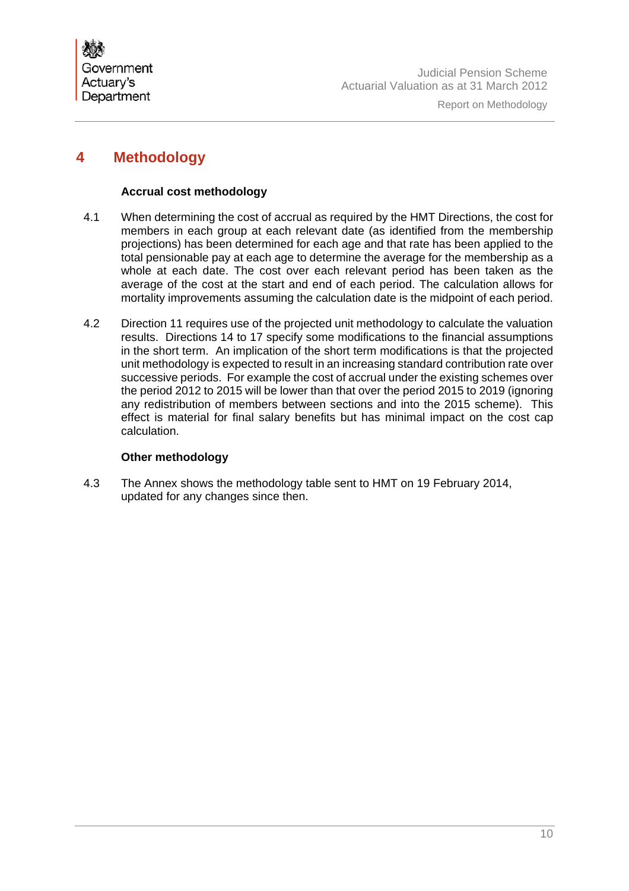# 4 Methodology

### Accrual cost methodology

4.1 When determining the cost of accrual as required by the HMT Directions, the cost for members in each group at each relevant date (as identified from the membership projections) has been determined for each age and that rate has been applied to the total pensionable pay at each age to determine the average for the membership as a whole at each date. The cost over each relevant period has been taken as the average of the cost at the start and end of each period. The calculation allows for mortality improvements assuming the calculation date is the midpoint of each period.

4.2 Direction 11 requires use of the projected unit methodology to calculate the valuation results. Directions 14 to 17 specify some modifications to the financial assumptions in the short term. An implication of the short term modifications is that the projected unit methodology is expected to result in an increasing standard contribution rate over successive periods. For example the cost of accrual under the existing schemes over the period 2012 to 2015 will be lower than that over the period 2015 to 2019 (ignoring any redistribution of members between sections and into the 2015 scheme). This effect is material for final salary benefits but has minimal impact on the cost cap calculation.

### Other methodology

4.3 The Annex shows the methodology table sent to HMT on 19 February 2014, updated for any changes since then.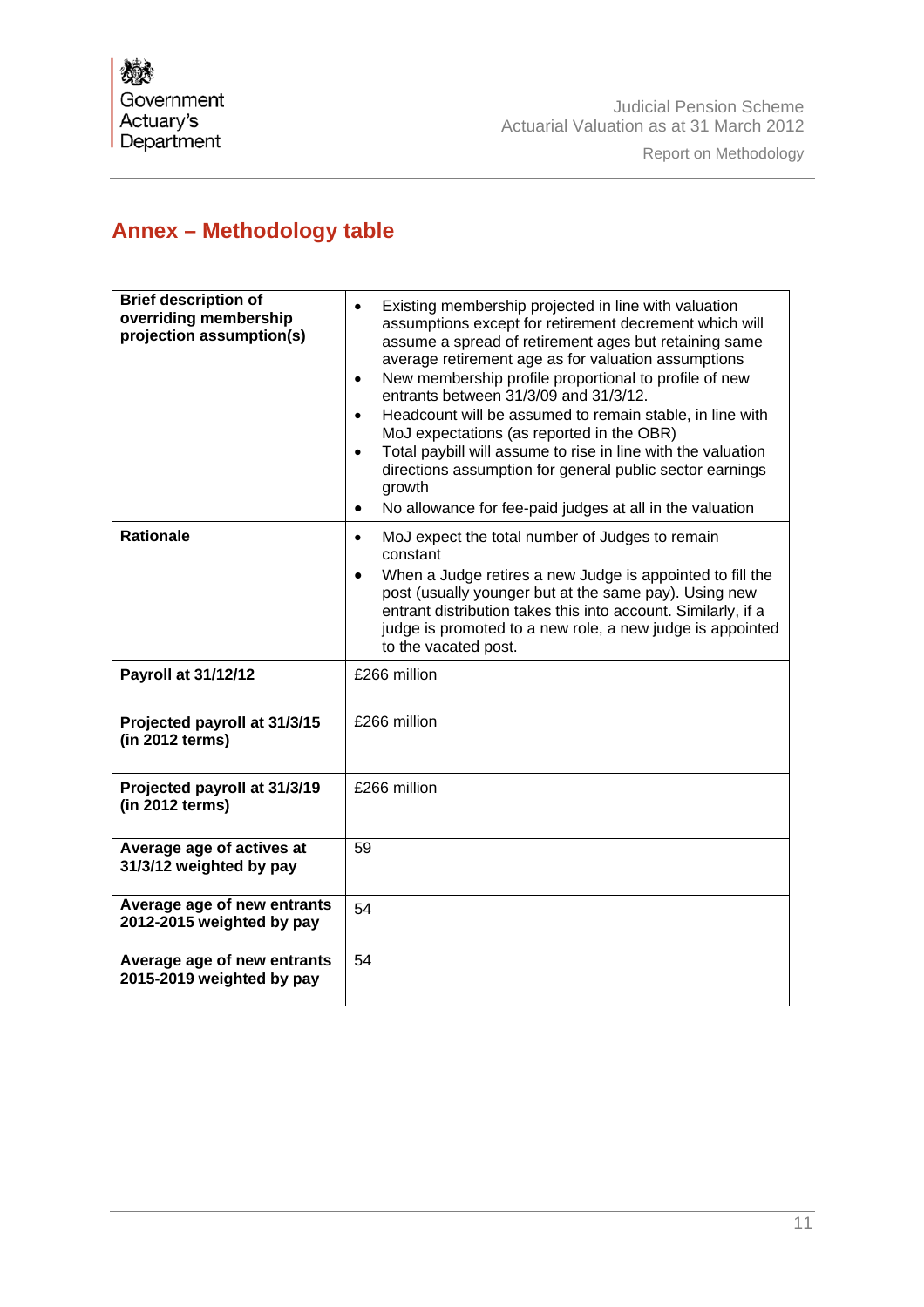## Annex – Methodology table

| | |
|---|---|
| **Brief description of overriding membership projection assumption(s)** | • Existing membership projected in line with valuation assumptions except for retirement decrement which will assume a spread of retirement ages but retaining same average retirement age as for valuation assumptions<br>• New membership profile proportional to profile of new entrants between 31/3/09 and 31/3/12.<br>• Headcount will be assumed to remain stable, in line with MoJ expectations (as reported in the OBR)<br>• Total paybill will assume to rise in line with the valuation directions assumption for general public sector earnings growth<br>• No allowance for fee-paid judges at all in the valuation |
| **Rationale** | • MoJ expect the total number of Judges to remain constant<br>• When a Judge retires a new Judge is appointed to fill the post (usually younger but at the same pay). Using new entrant distribution takes this into account. Similarly, if a judge is promoted to a new role, a new judge is appointed to the vacated post. |
| **Payroll at 31/12/12** | £266 million |
| **Projected payroll at 31/3/15 (in 2012 terms)** | £266 million |
| **Projected payroll at 31/3/19 (in 2012 terms)** | £266 million |
| **Average age of actives at 31/3/12 weighted by pay** | 59 |
| **Average age of new entrants 2012-2015 weighted by pay** | 54 |
| **Average age of new entrants 2015-2019 weighted by pay** | 54 |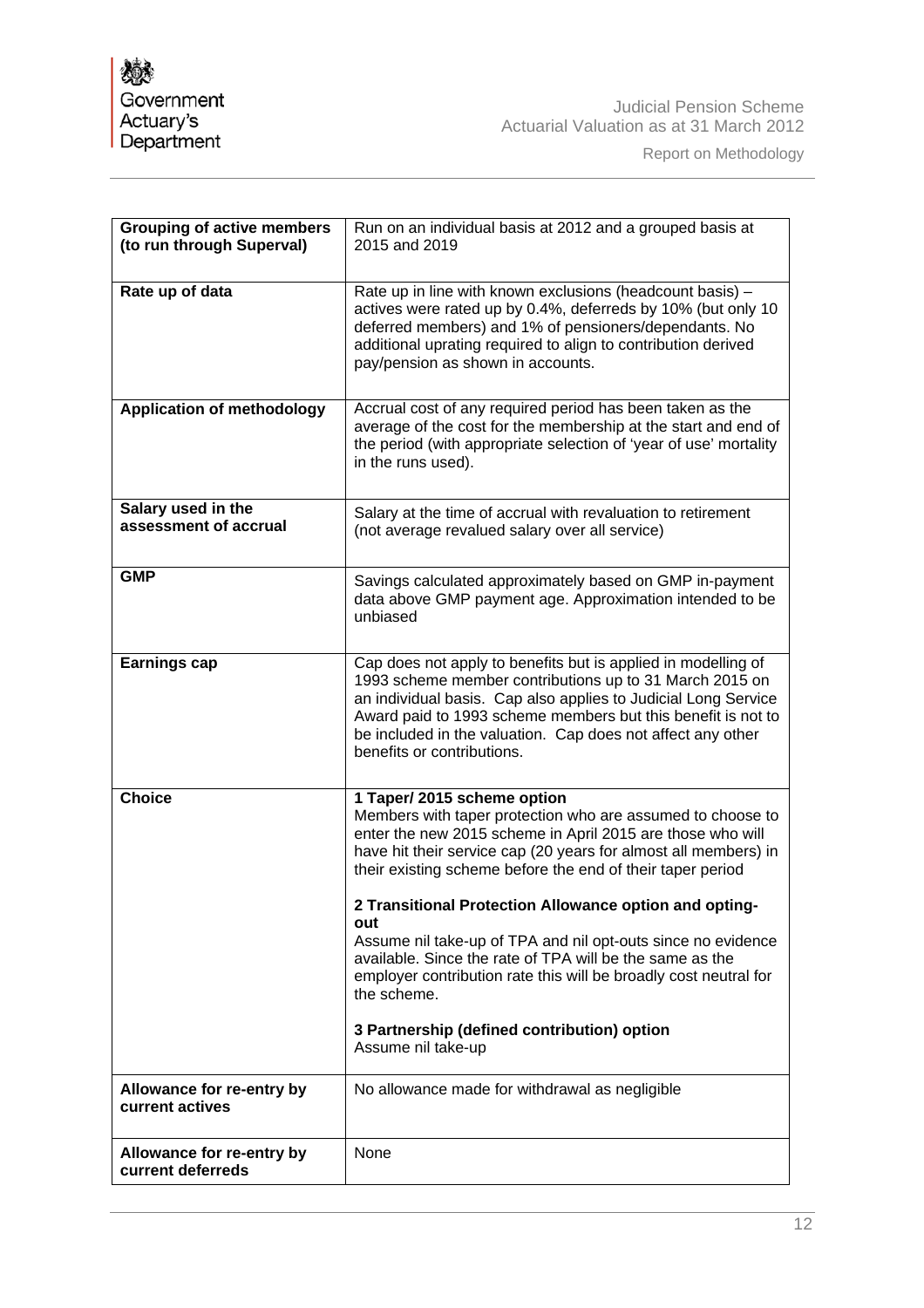| Grouping of active members (to run through Superval) | Run on an individual basis at 2012 and a grouped basis at 2015 and 2019 |
|---|---|
| **Rate up of data** | Rate up in line with known exclusions (headcount basis) – actives were rated up by 0.4%, deferreds by 10% (but only 10 deferred members) and 1% of pensioners/dependants. No additional uprating required to align to contribution derived pay/pension as shown in accounts. |
| **Application of methodology** | Accrual cost of any required period has been taken as the average of the cost for the membership at the start and end of the period (with appropriate selection of 'year of use' mortality in the runs used). |
| **Salary used in the assessment of accrual** | Salary at the time of accrual with revaluation to retirement (not average revalued salary over all service) |
| **GMP** | Savings calculated approximately based on GMP in-payment data above GMP payment age. Approximation intended to be unbiased |
| **Earnings cap** | Cap does not apply to benefits but is applied in modelling of 1993 scheme member contributions up to 31 March 2015 on an individual basis. Cap also applies to Judicial Long Service Award paid to 1993 scheme members but this benefit is not to be included in the valuation. Cap does not affect any other benefits or contributions. |
| **Choice** | **1 Taper/ 2015 scheme option**<br>Members with taper protection who are assumed to choose to enter the new 2015 scheme in April 2015 are those who will have hit their service cap (20 years for almost all members) in their existing scheme before the end of their taper period<br><br>**2 Transitional Protection Allowance option and opting-out**<br>Assume nil take-up of TPA and nil opt-outs since no evidence available. Since the rate of TPA will be the same as the employer contribution rate this will be broadly cost neutral for the scheme.<br><br>**3 Partnership (defined contribution) option**<br>Assume nil take-up |
| **Allowance for re-entry by current actives** | No allowance made for withdrawal as negligible |
| **Allowance for re-entry by current deferreds** | None |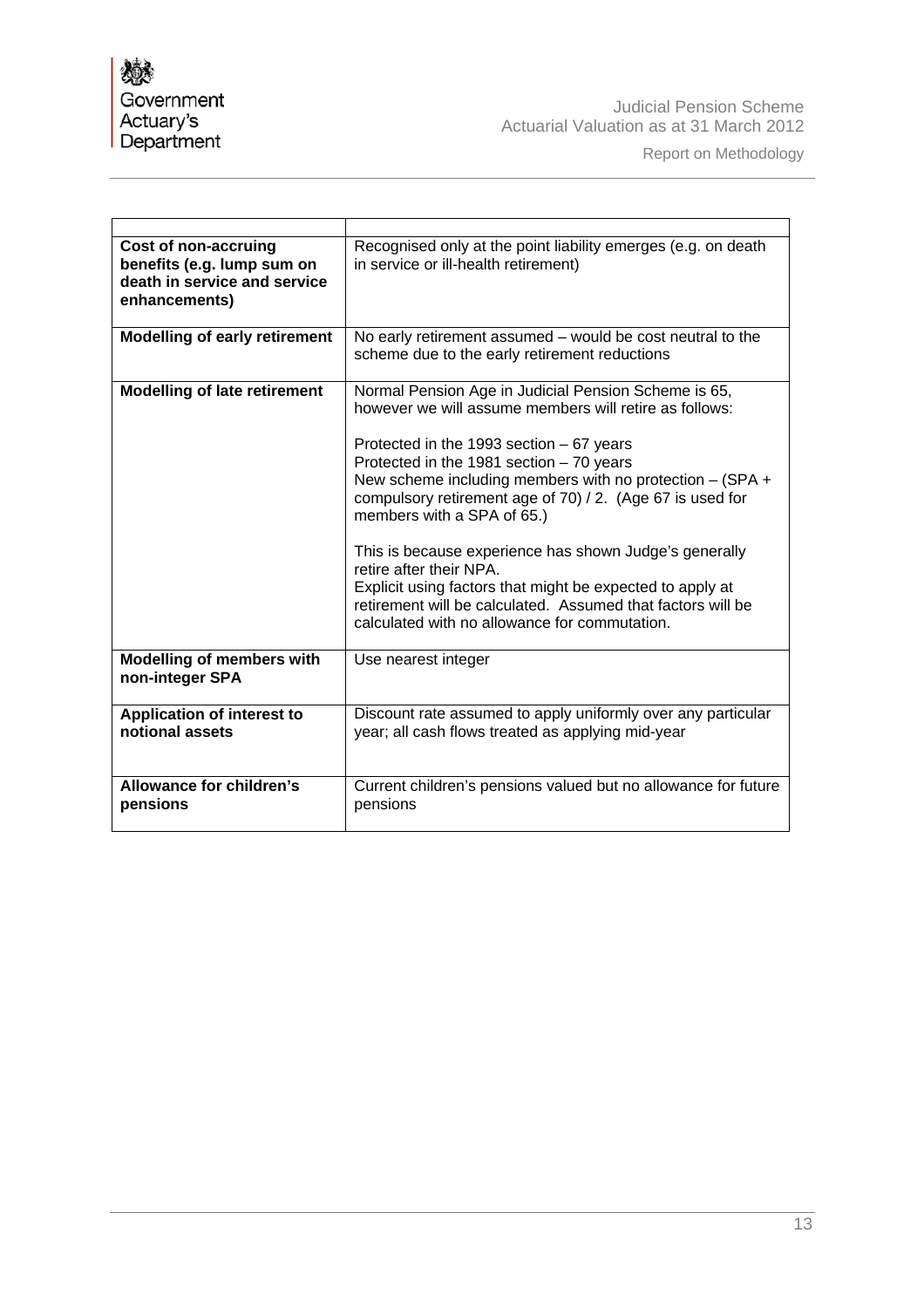| | |
|---|---|
| **Cost of non-accruing benefits (e.g. lump sum on death in service and service enhancements)** | Recognised only at the point liability emerges (e.g. on death in service or ill-health retirement) |
| **Modelling of early retirement** | No early retirement assumed – would be cost neutral to the scheme due to the early retirement reductions |
| **Modelling of late retirement** | Normal Pension Age in Judicial Pension Scheme is 65, however we will assume members will retire as follows:<br><br>Protected in the 1993 section – 67 years<br>Protected in the 1981 section – 70 years<br>New scheme including members with no protection – (SPA + compulsory retirement age of 70) / 2. (Age 67 is used for members with a SPA of 65.)<br><br>This is because experience has shown Judge's generally retire after their NPA.<br>Explicit using factors that might be expected to apply at retirement will be calculated. Assumed that factors will be calculated with no allowance for commutation. |
| **Modelling of members with non-integer SPA** | Use nearest integer |
| **Application of interest to notional assets** | Discount rate assumed to apply uniformly over any particular year; all cash flows treated as applying mid-year |
| **Allowance for children's pensions** | Current children's pensions valued but no allowance for future pensions |